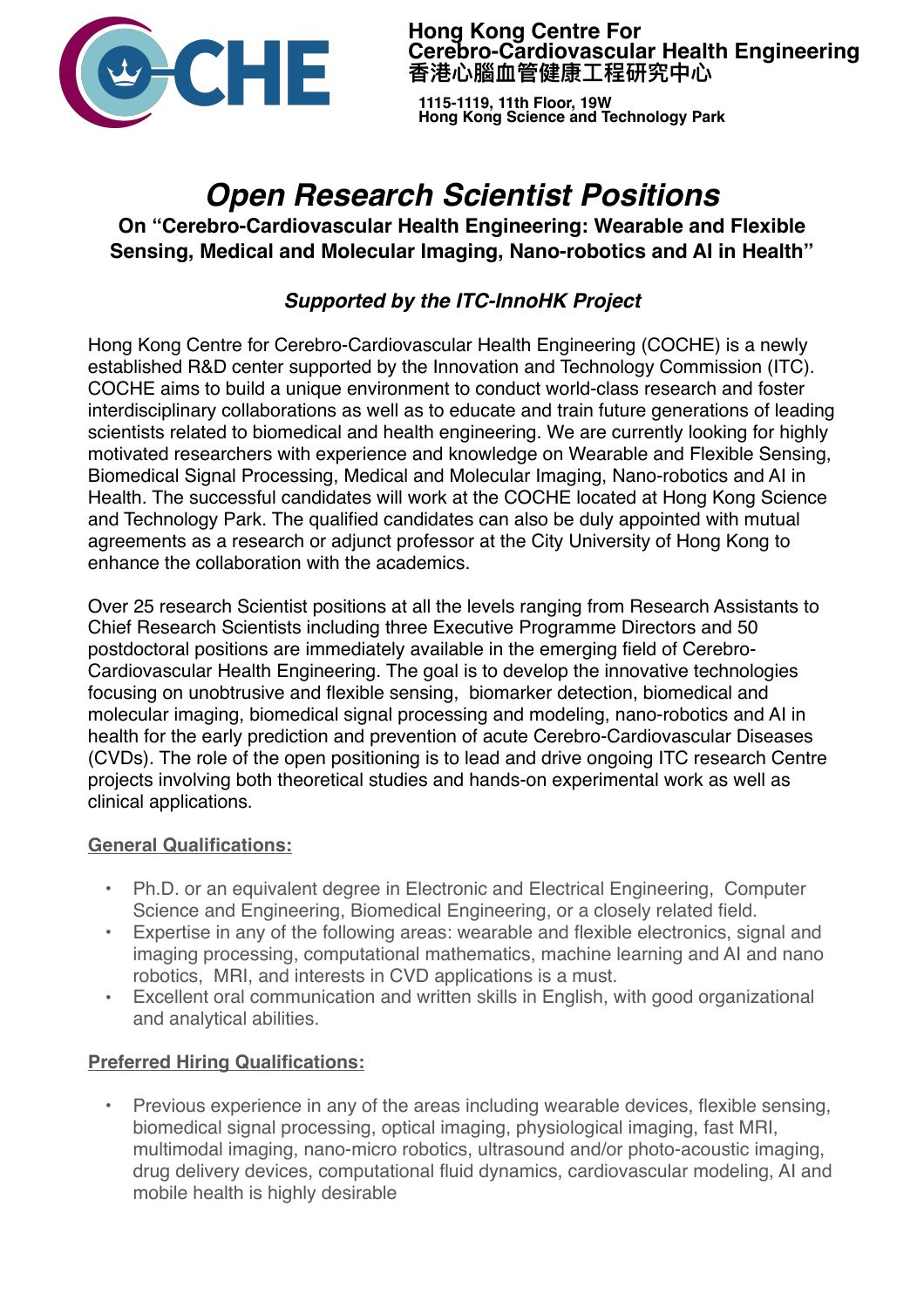**Hong Kong Centre For Cerebro-Cardiovascular Health Engineering**
**香港心腦血管健康工程研究中心**

**1115-1119, 11th Floor, 19W**
**Hong Kong Science and Technology Park**

# *Open Research Scientist Positions*

**On "Cerebro-Cardiovascular Health Engineering: Wearable and Flexible Sensing, Medical and Molecular Imaging, Nano-robotics and AI in Health"**

***Supported by the ITC-InnoHK Project***

Hong Kong Centre for Cerebro-Cardiovascular Health Engineering (COCHE) is a newly established R&D center supported by the Innovation and Technology Commission (ITC). COCHE aims to build a unique environment to conduct world-class research and foster interdisciplinary collaborations as well as to educate and train future generations of leading scientists related to biomedical and health engineering. We are currently looking for highly motivated researchers with experience and knowledge on Wearable and Flexible Sensing, Biomedical Signal Processing, Medical and Molecular Imaging, Nano-robotics and AI in Health. The successful candidates will work at the COCHE located at Hong Kong Science and Technology Park. The qualified candidates can also be duly appointed with mutual agreements as a research or adjunct professor at the City University of Hong Kong to enhance the collaboration with the academics.

Over 25 research Scientist positions at all the levels ranging from Research Assistants to Chief Research Scientists including three Executive Programme Directors and 50 postdoctoral positions are immediately available in the emerging field of Cerebro-Cardiovascular Health Engineering. The goal is to develop the innovative technologies focusing on unobtrusive and flexible sensing, biomarker detection, biomedical and molecular imaging, biomedical signal processing and modeling, nano-robotics and AI in health for the early prediction and prevention of acute Cerebro-Cardiovascular Diseases (CVDs). The role of the open positioning is to lead and drive ongoing ITC research Centre projects involving both theoretical studies and hands-on experimental work as well as clinical applications.

**General Qualifications:**

- Ph.D. or an equivalent degree in Electronic and Electrical Engineering, Computer Science and Engineering, Biomedical Engineering, or a closely related field.
- Expertise in any of the following areas: wearable and flexible electronics, signal and imaging processing, computational mathematics, machine learning and AI and nano robotics, MRI, and interests in CVD applications is a must.
- Excellent oral communication and written skills in English, with good organizational and analytical abilities.

**Preferred Hiring Qualifications:**

- Previous experience in any of the areas including wearable devices, flexible sensing, biomedical signal processing, optical imaging, physiological imaging, fast MRI, multimodal imaging, nano-micro robotics, ultrasound and/or photo-acoustic imaging, drug delivery devices, computational fluid dynamics, cardiovascular modeling, AI and mobile health is highly desirable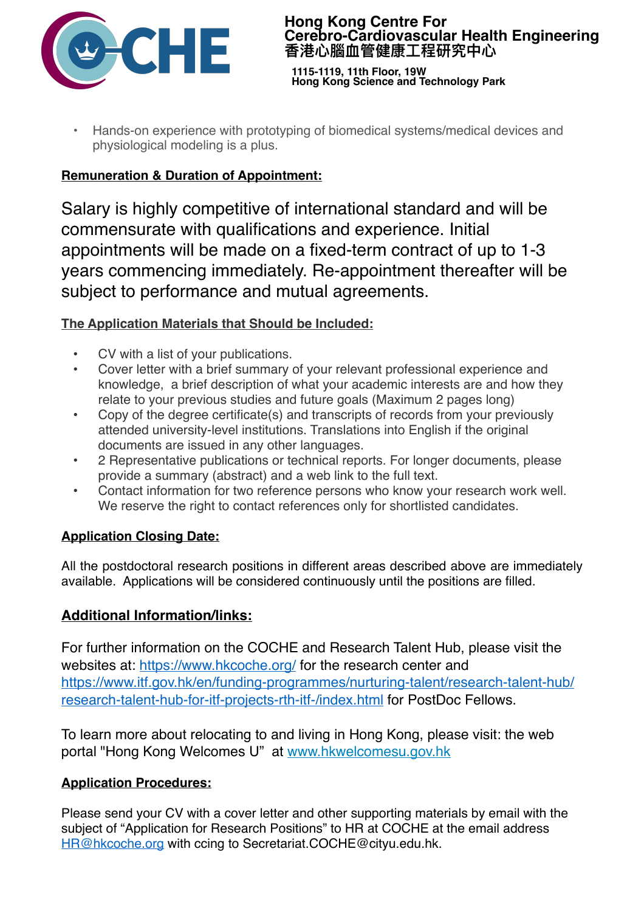- Hands-on experience with prototyping of biomedical systems/medical devices and physiological modeling is a plus.

**Remuneration & Duration of Appointment:**

Salary is highly competitive of international standard and will be commensurate with qualifications and experience. Initial appointments will be made on a fixed-term contract of up to 1-3 years commencing immediately. Re-appointment thereafter will be subject to performance and mutual agreements.

**The Application Materials that Should be Included:**

- CV with a list of your publications.
- Cover letter with a brief summary of your relevant professional experience and knowledge, a brief description of what your academic interests are and how they relate to your previous studies and future goals (Maximum 2 pages long)
- Copy of the degree certificate(s) and transcripts of records from your previously attended university-level institutions. Translations into English if the original documents are issued in any other languages.
- 2 Representative publications or technical reports. For longer documents, please provide a summary (abstract) and a web link to the full text.
- Contact information for two reference persons who know your research work well. We reserve the right to contact references only for shortlisted candidates.

**Application Closing Date:**

All the postdoctoral research positions in different areas described above are immediately available. Applications will be considered continuously until the positions are filled.

**Additional Information/links:**

For further information on the COCHE and Research Talent Hub, please visit the websites at: https://www.hkcoche.org/ for the research center and https://www.itf.gov.hk/en/funding-programmes/nurturing-talent/research-talent-hub/research-talent-hub-for-itf-projects-rth-itf-/index.html for PostDoc Fellows.

To learn more about relocating to and living in Hong Kong, please visit: the web portal "Hong Kong Welcomes U" at www.hkwelcomesu.gov.hk

**Application Procedures:**

Please send your CV with a cover letter and other supporting materials by email with the subject of "Application for Research Positions" to HR at COCHE at the email address HR@hkcoche.org with ccing to Secretariat.COCHE@cityu.edu.hk.